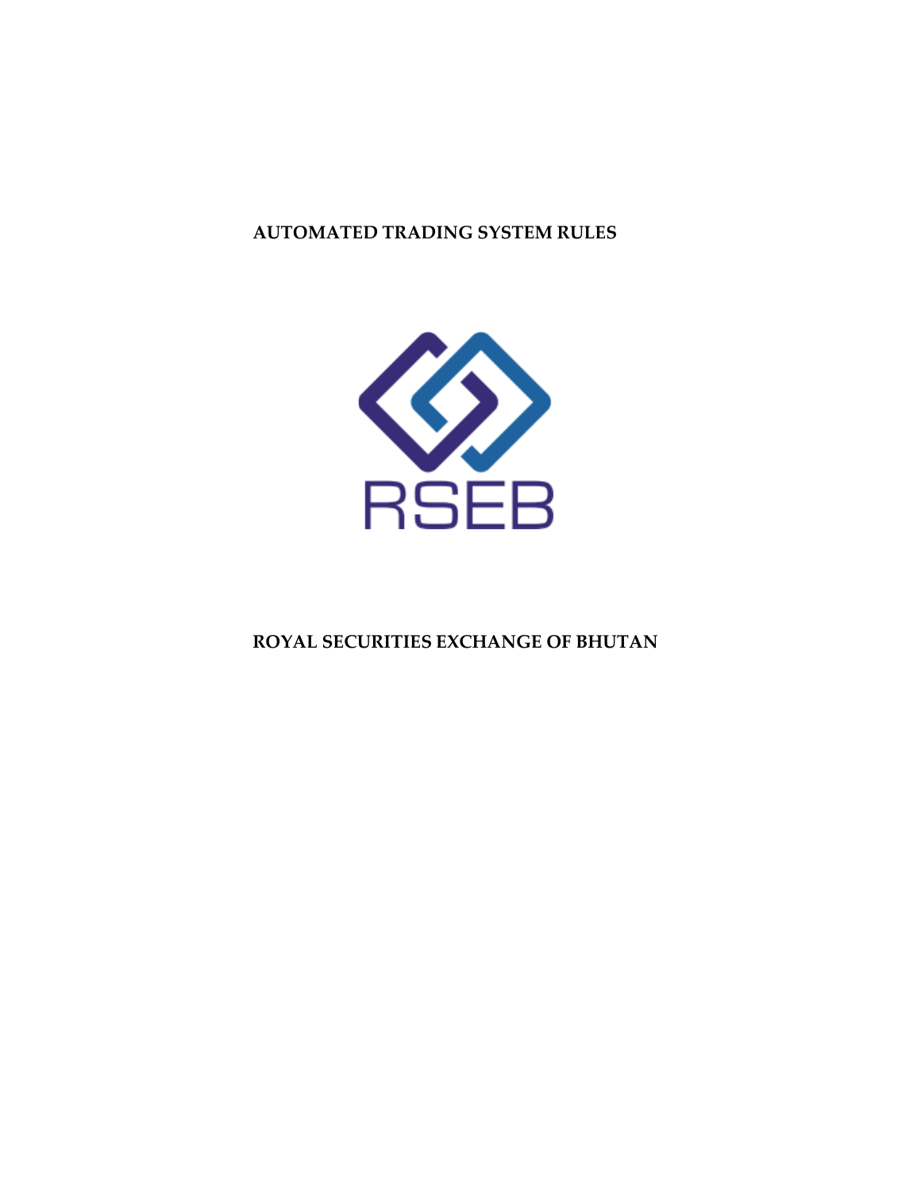# AUTOMATED TRADING SYSTEM RULES

RSEB

# ROYAL SECURITIES EXCHANGE OF BHUTAN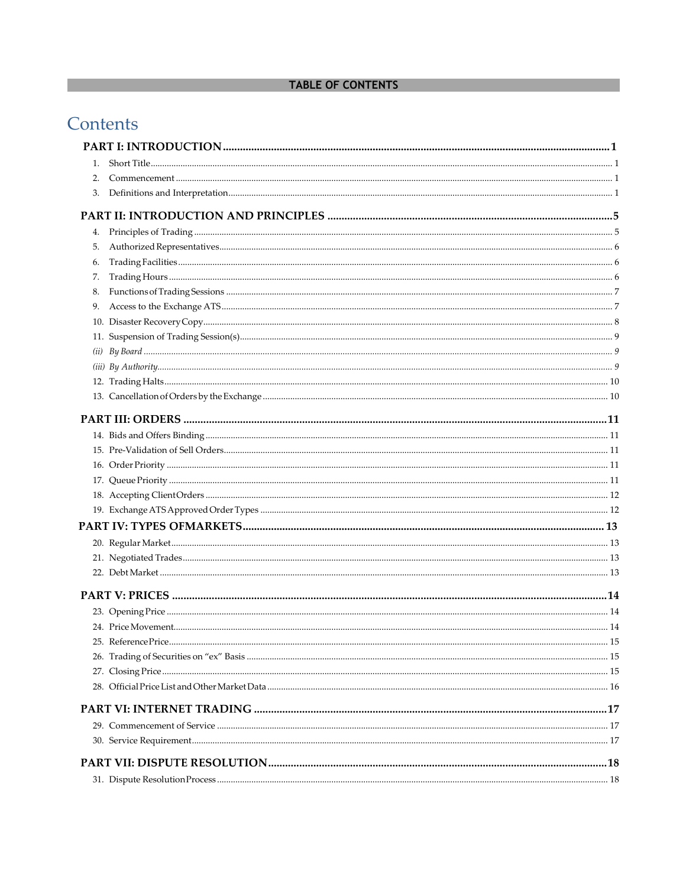**TABLE OF CONTENTS**

# Contents

**PART I: INTRODUCTION** ........ 1

1. Short Title ........ 1
2. Commencement ........ 1
3. Definitions and Interpretation ........ 1

**PART II: INTRODUCTION AND PRINCIPLES** ........ 5

4. Principles of Trading ........ 5
5. Authorized Representatives ........ 6
6. Trading Facilities ........ 6
7. Trading Hours ........ 6
8. Functions of Trading Sessions ........ 7
9. Access to the Exchange ATS ........ 7
10. Disaster Recovery Copy ........ 8
11. Suspension of Trading Session(s) ........ 9

*(ii) By Board* ........ 9

*(iii) By Authority* ........ 9

12. Trading Halts ........ 10
13. Cancellation of Orders by the Exchange ........ 10

**PART III: ORDERS** ........ 11

14. Bids and Offers Binding ........ 11
15. Pre-Validation of Sell Orders ........ 11
16. Order Priority ........ 11
17. Queue Priority ........ 11
18. Accepting Client Orders ........ 12
19. Exchange ATS Approved Order Types ........ 12

**PART IV: TYPES OFMARKETS** ........ 13

20. Regular Market ........ 13
21. Negotiated Trades ........ 13
22. Debt Market ........ 13

**PART V: PRICES** ........ 14

23. Opening Price ........ 14
24. Price Movement ........ 14
25. Reference Price ........ 15
26. Trading of Securities on "ex" Basis ........ 15
27. Closing Price ........ 15
28. Official Price List and Other Market Data ........ 16

**PART VI: INTERNET TRADING** ........ 17

29. Commencement of Service ........ 17
30. Service Requirement ........ 17

**PART VII: DISPUTE RESOLUTION** ........ 18

31. Dispute Resolution Process ........ 18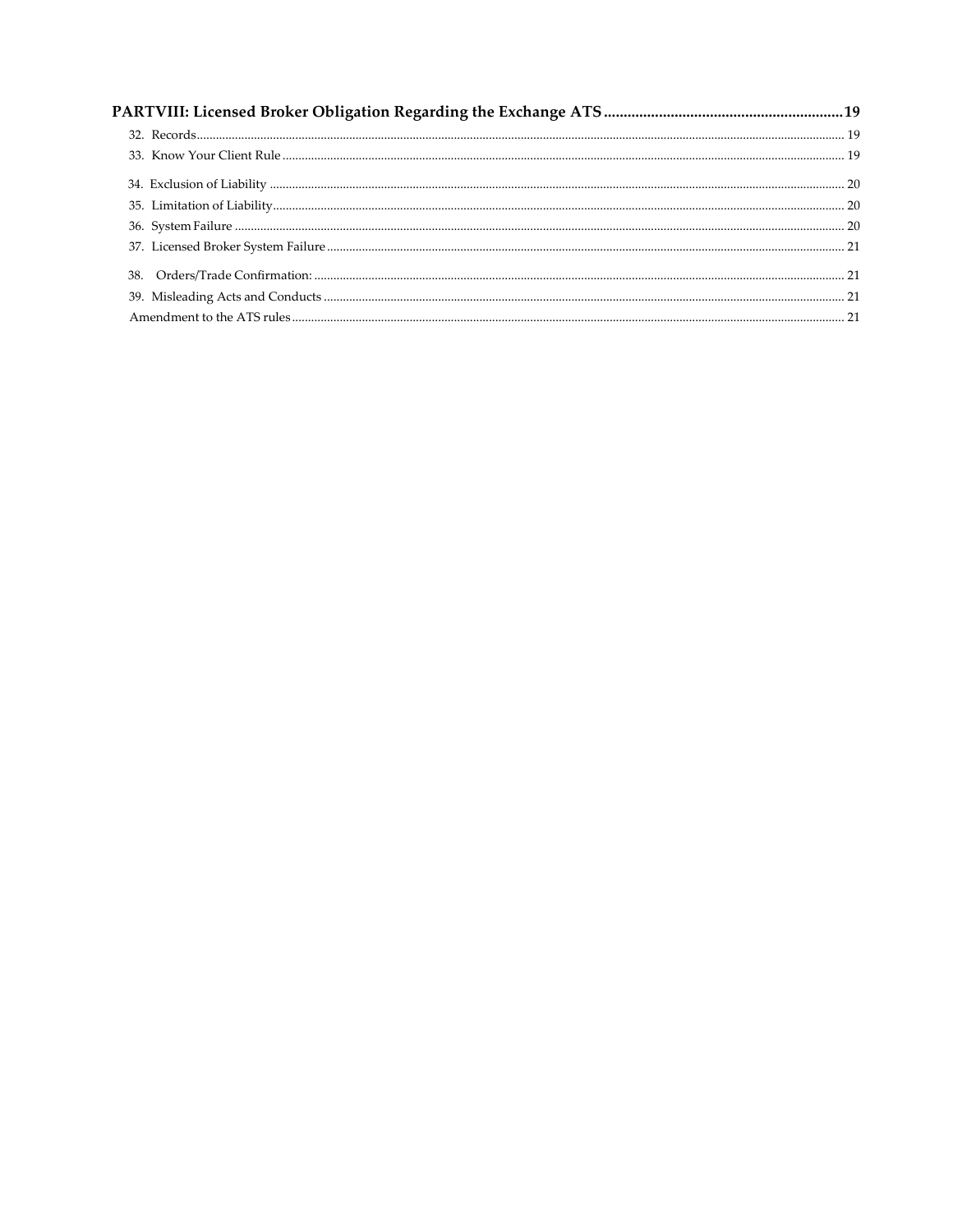**PARTVIII: Licensed Broker Obligation Regarding the Exchange ATS** ........ 19

32. Records ........ 19
33. Know Your Client Rule ........ 19
34. Exclusion of Liability ........ 20
35. Limitation of Liability ........ 20
36. System Failure ........ 20
37. Licensed Broker System Failure ........ 21
38. Orders/Trade Confirmation: ........ 21
39. Misleading Acts and Conducts ........ 21

Amendment to the ATS rules ........ 21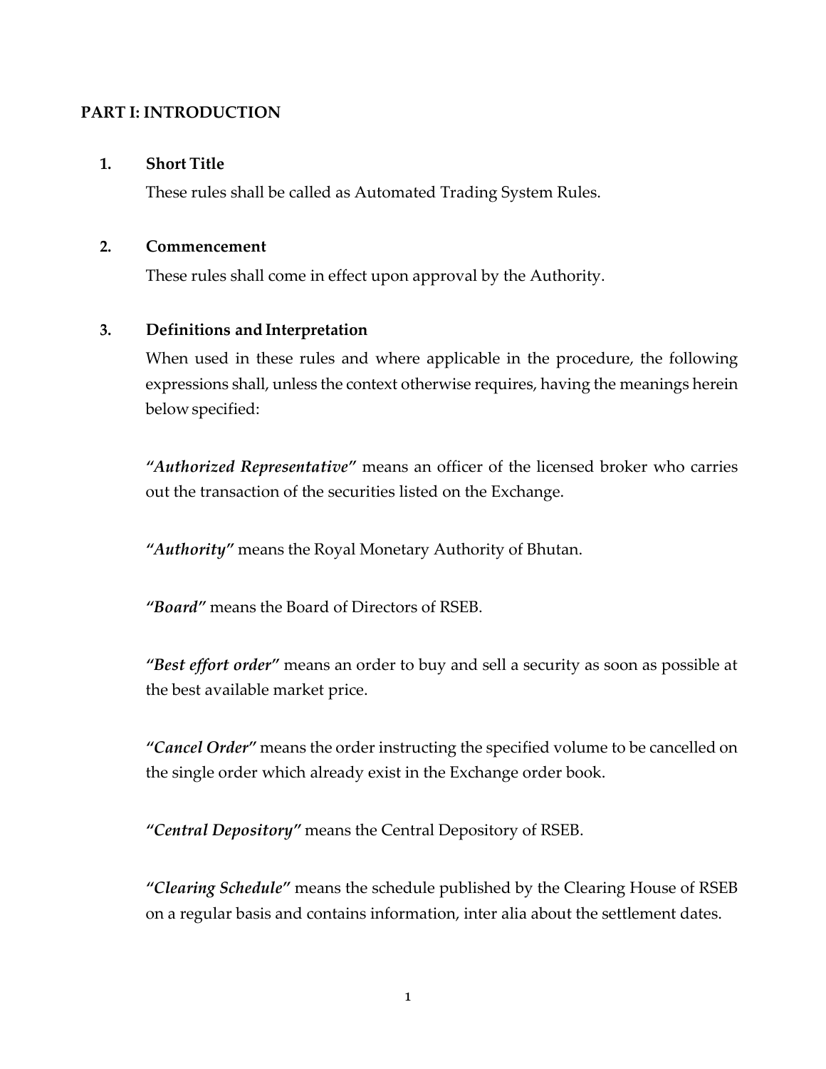## PART I: INTRODUCTION

### 1. Short Title

These rules shall be called as Automated Trading System Rules.

### 2. Commencement

These rules shall come in effect upon approval by the Authority.

### 3. Definitions and Interpretation

When used in these rules and where applicable in the procedure, the following expressions shall, unless the context otherwise requires, having the meanings herein below specified:

***"Authorized Representative"*** means an officer of the licensed broker who carries out the transaction of the securities listed on the Exchange.

***"Authority"*** means the Royal Monetary Authority of Bhutan.

***"Board"*** means the Board of Directors of RSEB.

***"Best effort order"*** means an order to buy and sell a security as soon as possible at the best available market price.

***"Cancel Order"*** means the order instructing the specified volume to be cancelled on the single order which already exist in the Exchange order book.

***"Central Depository"*** means the Central Depository of RSEB.

***"Clearing Schedule"*** means the schedule published by the Clearing House of RSEB on a regular basis and contains information, inter alia about the settlement dates.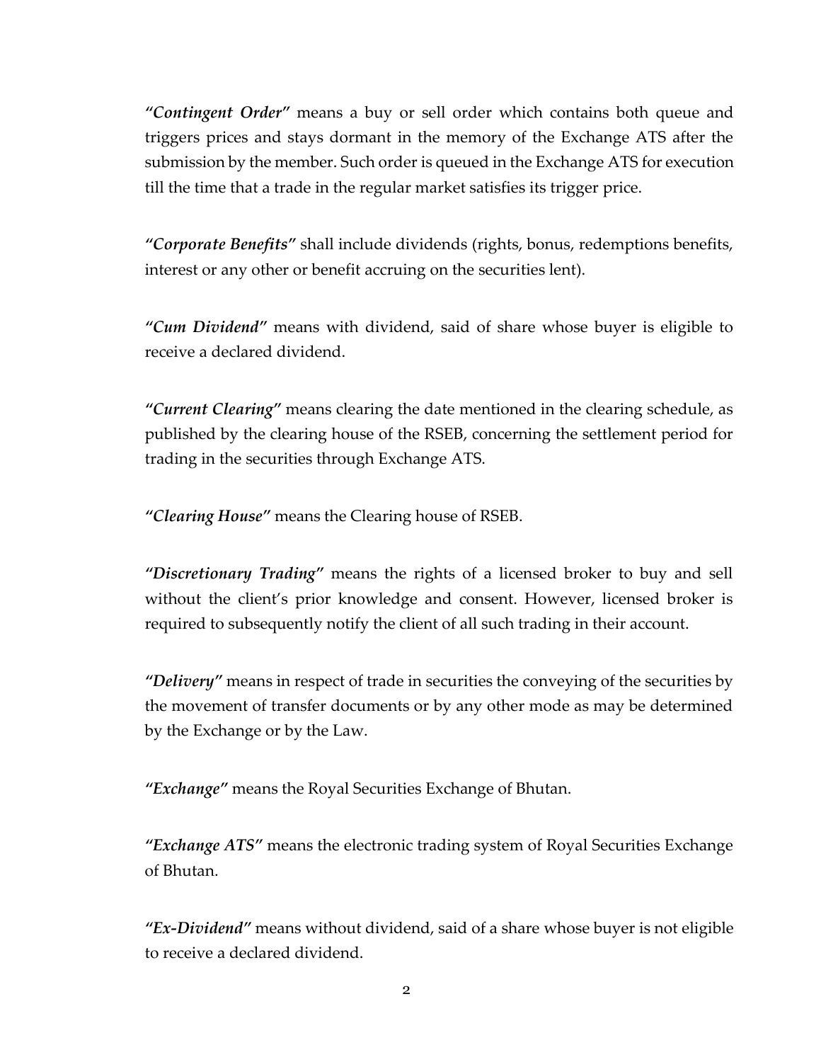***"Contingent Order"*** means a buy or sell order which contains both queue and triggers prices and stays dormant in the memory of the Exchange ATS after the submission by the member. Such order is queued in the Exchange ATS for execution till the time that a trade in the regular market satisfies its trigger price.

***"Corporate Benefits"*** shall include dividends (rights, bonus, redemptions benefits, interest or any other or benefit accruing on the securities lent).

***"Cum Dividend"*** means with dividend, said of share whose buyer is eligible to receive a declared dividend.

***"Current Clearing"*** means clearing the date mentioned in the clearing schedule, as published by the clearing house of the RSEB, concerning the settlement period for trading in the securities through Exchange ATS.

***"Clearing House"*** means the Clearing house of RSEB.

***"Discretionary Trading"*** means the rights of a licensed broker to buy and sell without the client's prior knowledge and consent. However, licensed broker is required to subsequently notify the client of all such trading in their account.

***"Delivery"*** means in respect of trade in securities the conveying of the securities by the movement of transfer documents or by any other mode as may be determined by the Exchange or by the Law.

***"Exchange"*** means the Royal Securities Exchange of Bhutan.

***"Exchange ATS"*** means the electronic trading system of Royal Securities Exchange of Bhutan.

***"Ex-Dividend"*** means without dividend, said of a share whose buyer is not eligible to receive a declared dividend.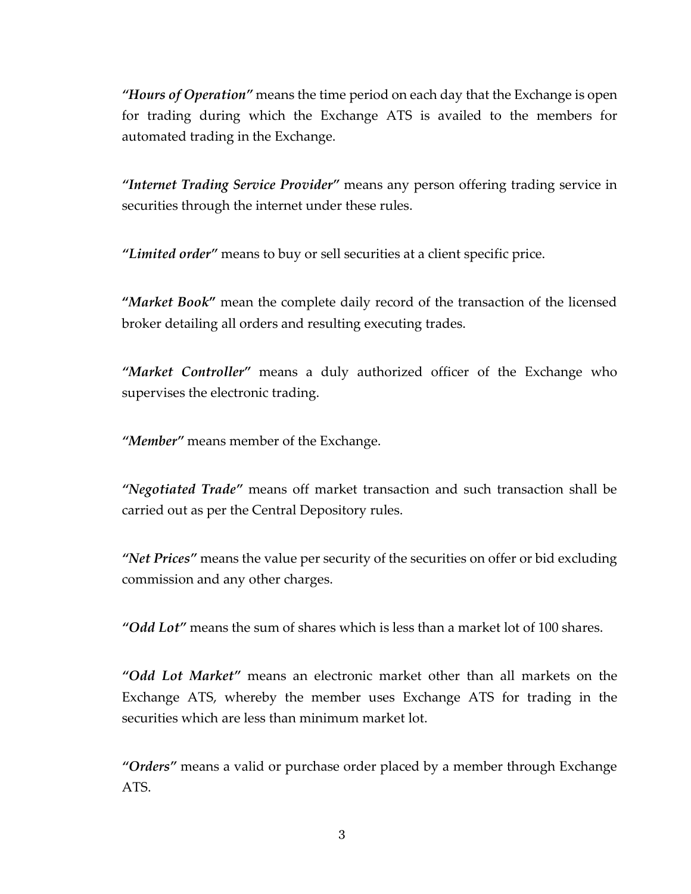***"Hours of Operation"*** means the time period on each day that the Exchange is open for trading during which the Exchange ATS is availed to the members for automated trading in the Exchange.

***"Internet Trading Service Provider"*** means any person offering trading service in securities through the internet under these rules.

***"Limited order"*** means to buy or sell securities at a client specific price.

***"Market Book"*** mean the complete daily record of the transaction of the licensed broker detailing all orders and resulting executing trades.

***"Market Controller"*** means a duly authorized officer of the Exchange who supervises the electronic trading.

***"Member"*** means member of the Exchange.

***"Negotiated Trade"*** means off market transaction and such transaction shall be carried out as per the Central Depository rules.

***"Net Prices"*** means the value per security of the securities on offer or bid excluding commission and any other charges.

***"Odd Lot"*** means the sum of shares which is less than a market lot of 100 shares.

***"Odd Lot Market"*** means an electronic market other than all markets on the Exchange ATS, whereby the member uses Exchange ATS for trading in the securities which are less than minimum market lot.

***"Orders"*** means a valid or purchase order placed by a member through Exchange ATS.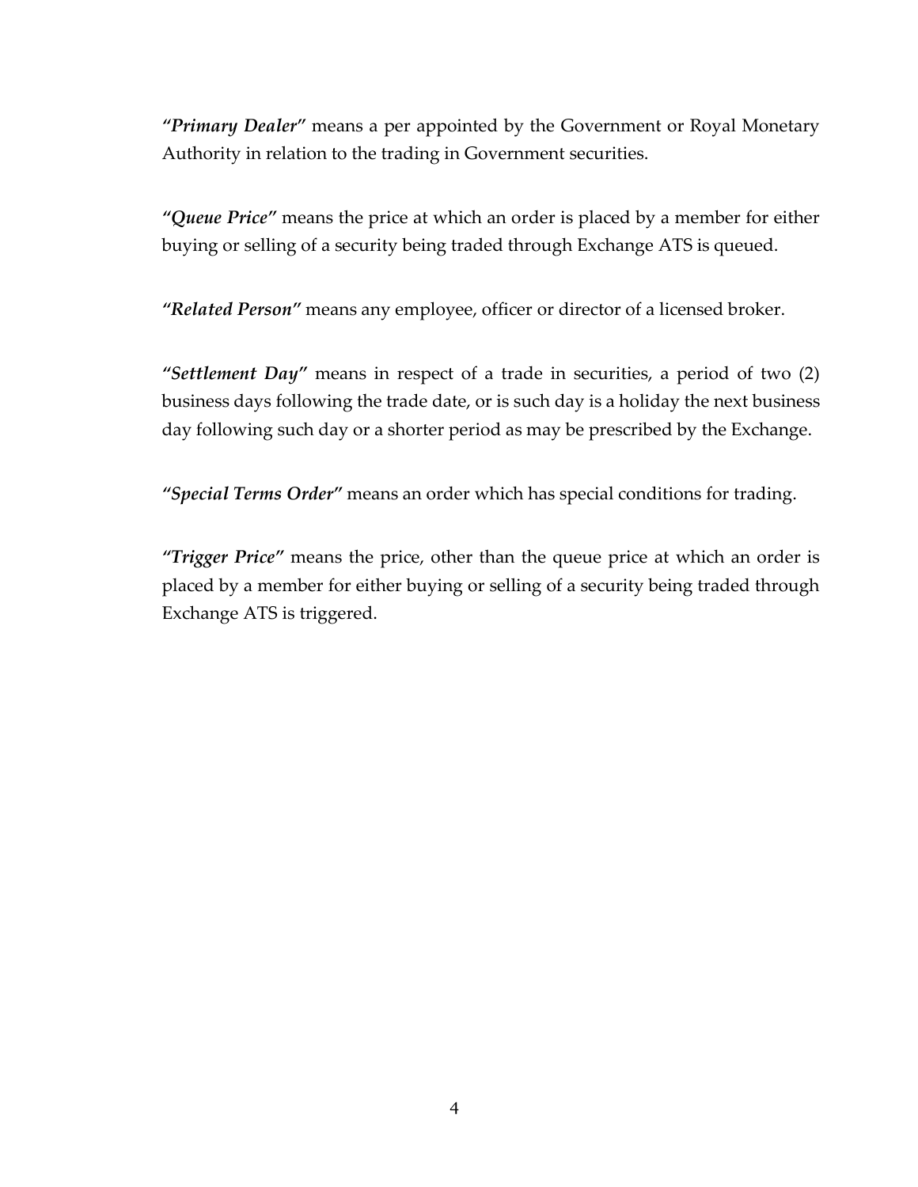***"Primary Dealer"*** means a per appointed by the Government or Royal Monetary Authority in relation to the trading in Government securities.

***"Queue Price"*** means the price at which an order is placed by a member for either buying or selling of a security being traded through Exchange ATS is queued.

***"Related Person"*** means any employee, officer or director of a licensed broker.

***"Settlement Day"*** means in respect of a trade in securities, a period of two (2) business days following the trade date, or is such day is a holiday the next business day following such day or a shorter period as may be prescribed by the Exchange.

***"Special Terms Order"*** means an order which has special conditions for trading.

***"Trigger Price"*** means the price, other than the queue price at which an order is placed by a member for either buying or selling of a security being traded through Exchange ATS is triggered.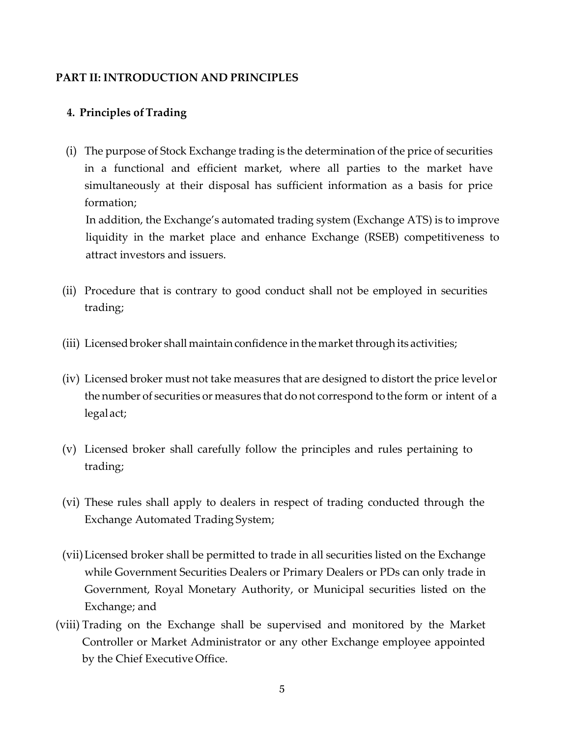## PART II: INTRODUCTION AND PRINCIPLES

### 4. Principles of Trading

(i) The purpose of Stock Exchange trading is the determination of the price of securities in a functional and efficient market, where all parties to the market have simultaneously at their disposal has sufficient information as a basis for price formation;

In addition, the Exchange's automated trading system (Exchange ATS) is to improve liquidity in the market place and enhance Exchange (RSEB) competitiveness to attract investors and issuers.

(ii) Procedure that is contrary to good conduct shall not be employed in securities trading;

(iii) Licensed broker shall maintain confidence in the market through its activities;

(iv) Licensed broker must not take measures that are designed to distort the price level or the number of securities or measures that do not correspond to the form or intent of a legal act;

(v) Licensed broker shall carefully follow the principles and rules pertaining to trading;

(vi) These rules shall apply to dealers in respect of trading conducted through the Exchange Automated Trading System;

(vii) Licensed broker shall be permitted to trade in all securities listed on the Exchange while Government Securities Dealers or Primary Dealers or PDs can only trade in Government, Royal Monetary Authority, or Municipal securities listed on the Exchange; and

(viii) Trading on the Exchange shall be supervised and monitored by the Market Controller or Market Administrator or any other Exchange employee appointed by the Chief Executive Office.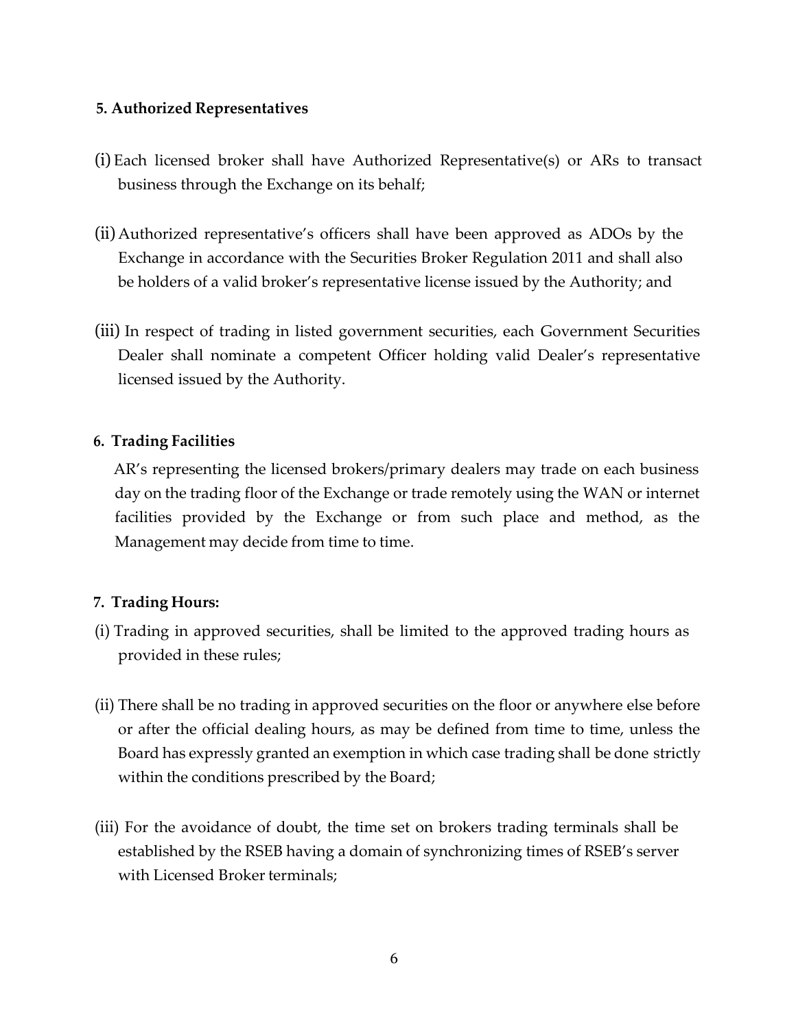### 5. Authorized Representatives

(i) Each licensed broker shall have Authorized Representative(s) or ARs to transact business through the Exchange on its behalf;

(ii) Authorized representative's officers shall have been approved as ADOs by the Exchange in accordance with the Securities Broker Regulation 2011 and shall also be holders of a valid broker's representative license issued by the Authority; and

(iii) In respect of trading in listed government securities, each Government Securities Dealer shall nominate a competent Officer holding valid Dealer's representative licensed issued by the Authority.

### 6. Trading Facilities

AR's representing the licensed brokers/primary dealers may trade on each business day on the trading floor of the Exchange or trade remotely using the WAN or internet facilities provided by the Exchange or from such place and method, as the Management may decide from time to time.

### 7. Trading Hours:

(i) Trading in approved securities, shall be limited to the approved trading hours as provided in these rules;

(ii) There shall be no trading in approved securities on the floor or anywhere else before or after the official dealing hours, as may be defined from time to time, unless the Board has expressly granted an exemption in which case trading shall be done strictly within the conditions prescribed by the Board;

(iii) For the avoidance of doubt, the time set on brokers trading terminals shall be established by the RSEB having a domain of synchronizing times of RSEB's server with Licensed Broker terminals;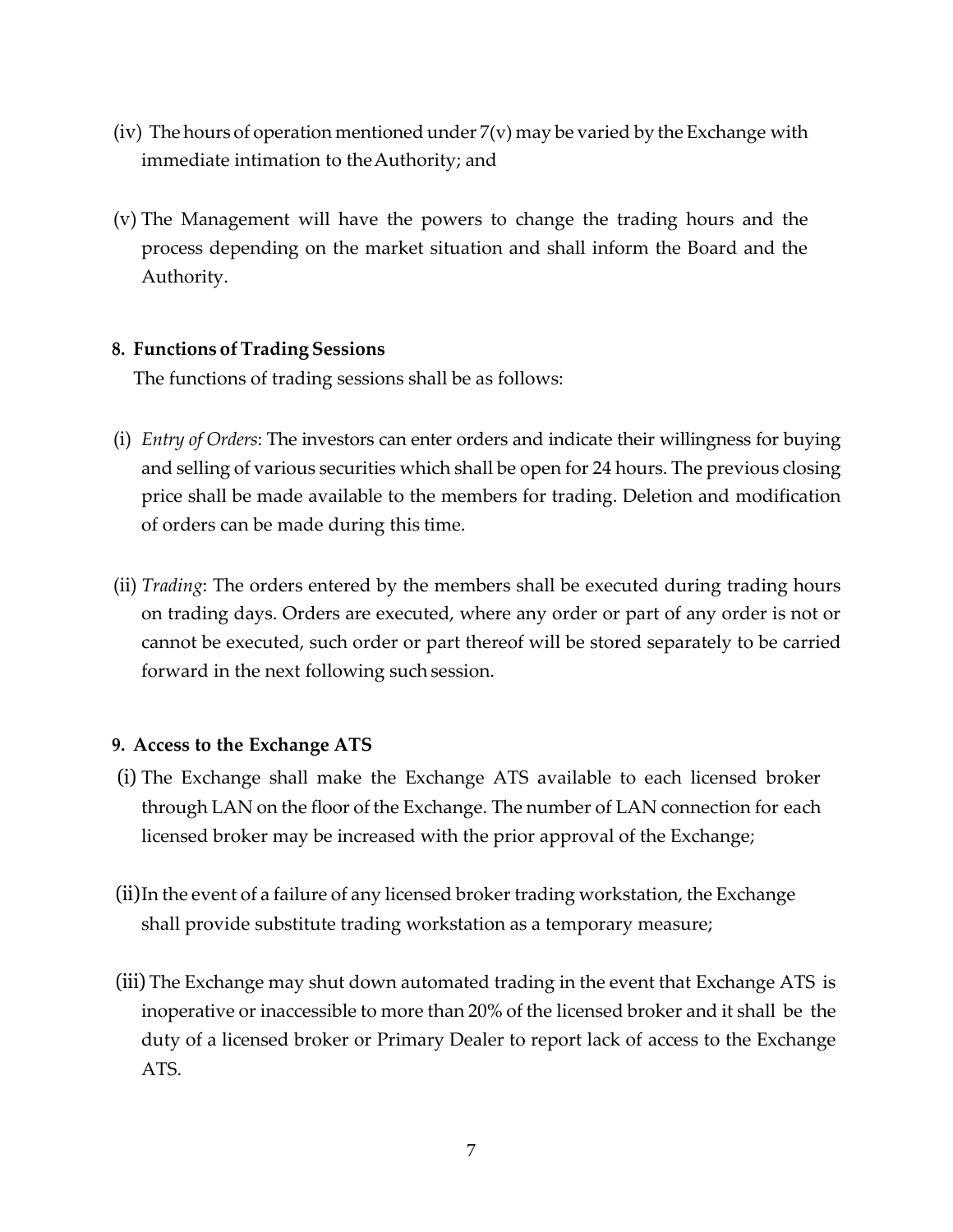(iv) The hours of operation mentioned under 7(v) may be varied by the Exchange with immediate intimation to the Authority; and

(v) The Management will have the powers to change the trading hours and the process depending on the market situation and shall inform the Board and the Authority.

**8. Functions of Trading Sessions**

The functions of trading sessions shall be as follows:

(i) *Entry of Orders*: The investors can enter orders and indicate their willingness for buying and selling of various securities which shall be open for 24 hours. The previous closing price shall be made available to the members for trading. Deletion and modification of orders can be made during this time.

(ii) *Trading*: The orders entered by the members shall be executed during trading hours on trading days. Orders are executed, where any order or part of any order is not or cannot be executed, such order or part thereof will be stored separately to be carried forward in the next following such session.

**9. Access to the Exchange ATS**

(i) The Exchange shall make the Exchange ATS available to each licensed broker through LAN on the floor of the Exchange. The number of LAN connection for each licensed broker may be increased with the prior approval of the Exchange;

(ii) In the event of a failure of any licensed broker trading workstation, the Exchange shall provide substitute trading workstation as a temporary measure;

(iii) The Exchange may shut down automated trading in the event that Exchange ATS is inoperative or inaccessible to more than 20% of the licensed broker and it shall be the duty of a licensed broker or Primary Dealer to report lack of access to the Exchange ATS.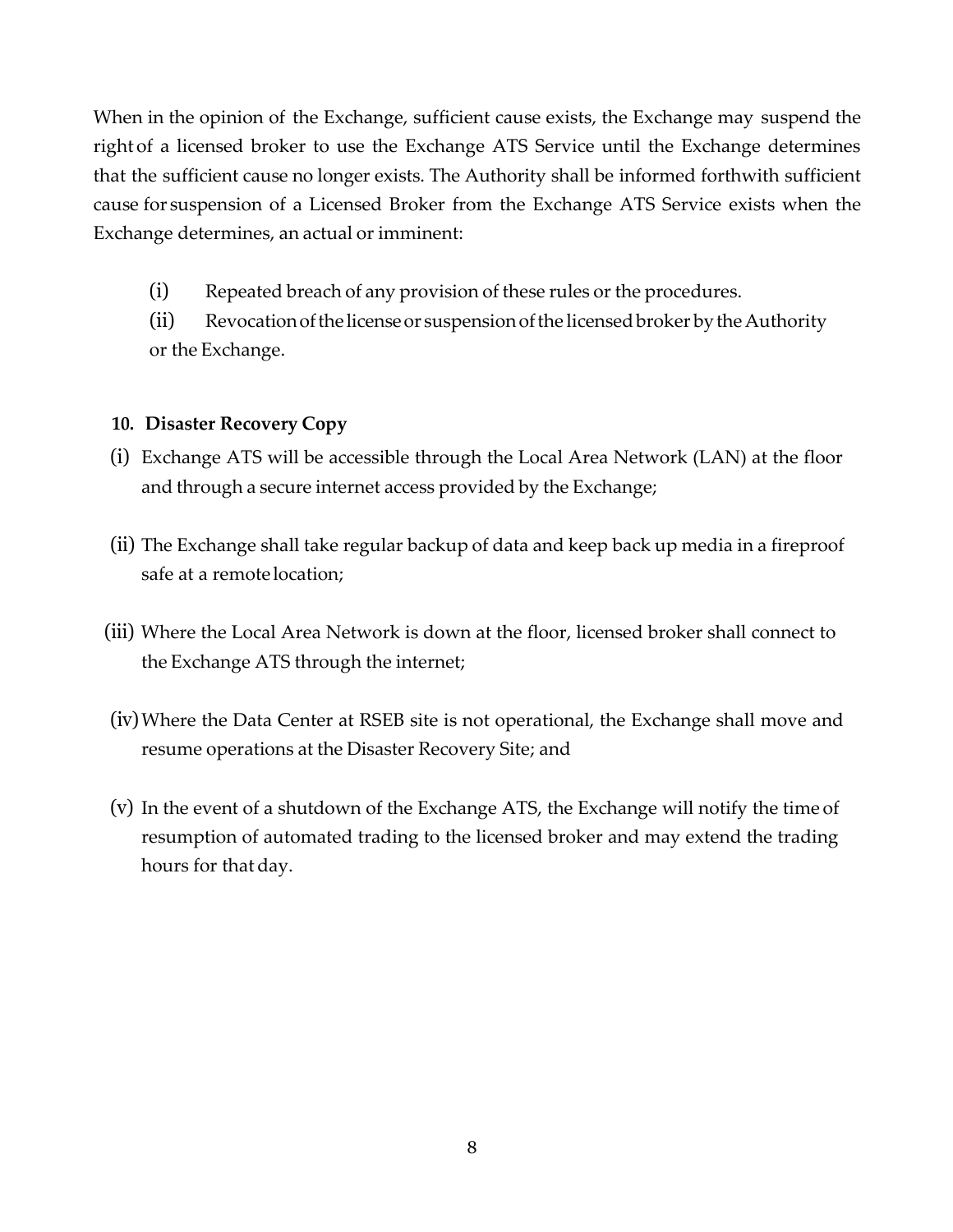When in the opinion of the Exchange, sufficient cause exists, the Exchange may suspend the right of a licensed broker to use the Exchange ATS Service until the Exchange determines that the sufficient cause no longer exists. The Authority shall be informed forthwith sufficient cause for suspension of a Licensed Broker from the Exchange ATS Service exists when the Exchange determines, an actual or imminent:

(i) Repeated breach of any provision of these rules or the procedures.

(ii) Revocation of the license or suspension of the licensed broker by the Authority or the Exchange.

**10. Disaster Recovery Copy**

(i) Exchange ATS will be accessible through the Local Area Network (LAN) at the floor and through a secure internet access provided by the Exchange;

(ii) The Exchange shall take regular backup of data and keep back up media in a fireproof safe at a remote location;

(iii) Where the Local Area Network is down at the floor, licensed broker shall connect to the Exchange ATS through the internet;

(iv) Where the Data Center at RSEB site is not operational, the Exchange shall move and resume operations at the Disaster Recovery Site; and

(v) In the event of a shutdown of the Exchange ATS, the Exchange will notify the time of resumption of automated trading to the licensed broker and may extend the trading hours for that day.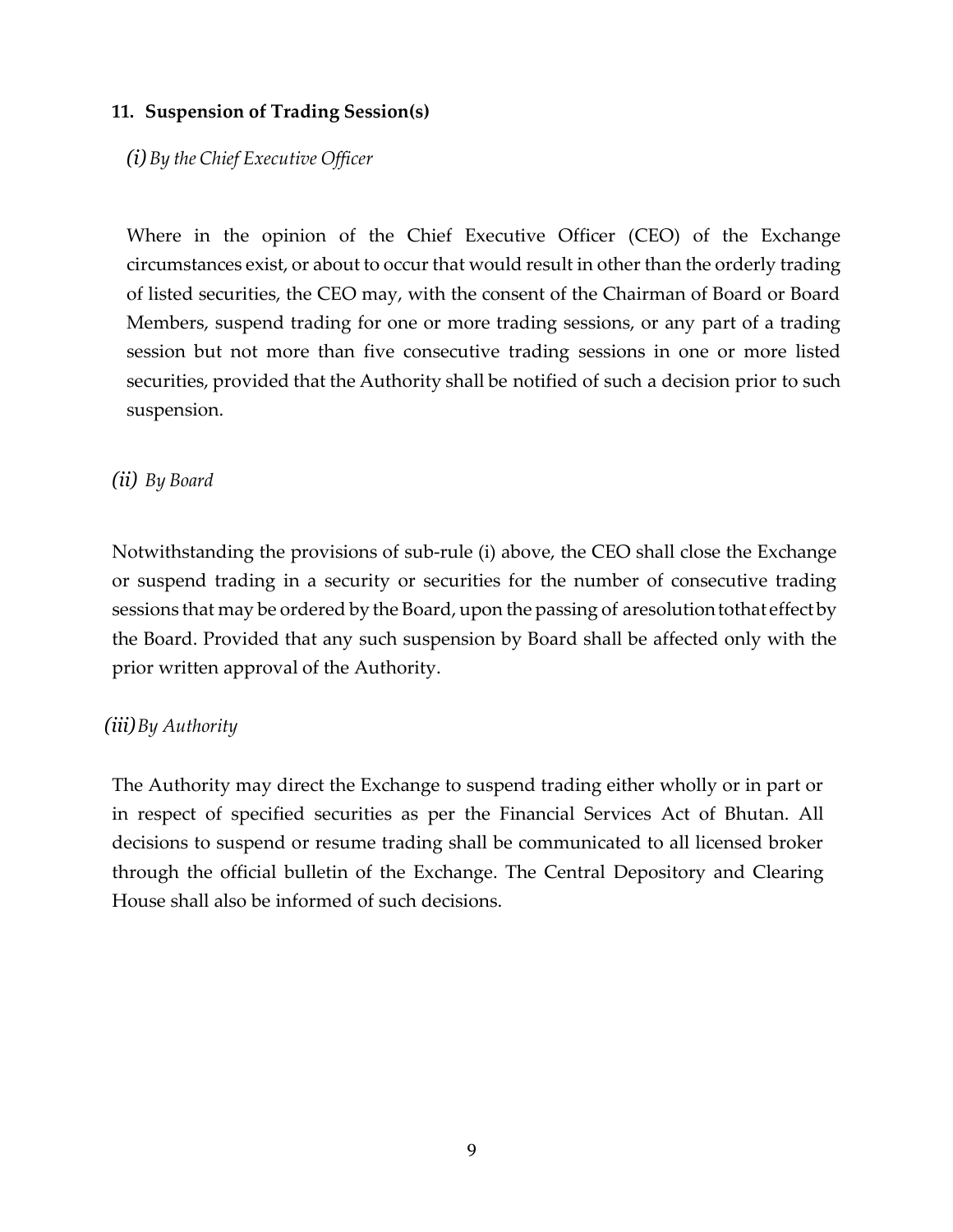**11. Suspension of Trading Session(s)**

*(i) By the Chief Executive Officer*

Where in the opinion of the Chief Executive Officer (CEO) of the Exchange circumstances exist, or about to occur that would result in other than the orderly trading of listed securities, the CEO may, with the consent of the Chairman of Board or Board Members, suspend trading for one or more trading sessions, or any part of a trading session but not more than five consecutive trading sessions in one or more listed securities, provided that the Authority shall be notified of such a decision prior to such suspension.

*(ii) By Board*

Notwithstanding the provisions of sub-rule (i) above, the CEO shall close the Exchange or suspend trading in a security or securities for the number of consecutive trading sessions that may be ordered by the Board, upon the passing of aresolution tothat effect by the Board. Provided that any such suspension by Board shall be affected only with the prior written approval of the Authority.

*(iii) By Authority*

The Authority may direct the Exchange to suspend trading either wholly or in part or in respect of specified securities as per the Financial Services Act of Bhutan. All decisions to suspend or resume trading shall be communicated to all licensed broker through the official bulletin of the Exchange. The Central Depository and Clearing House shall also be informed of such decisions.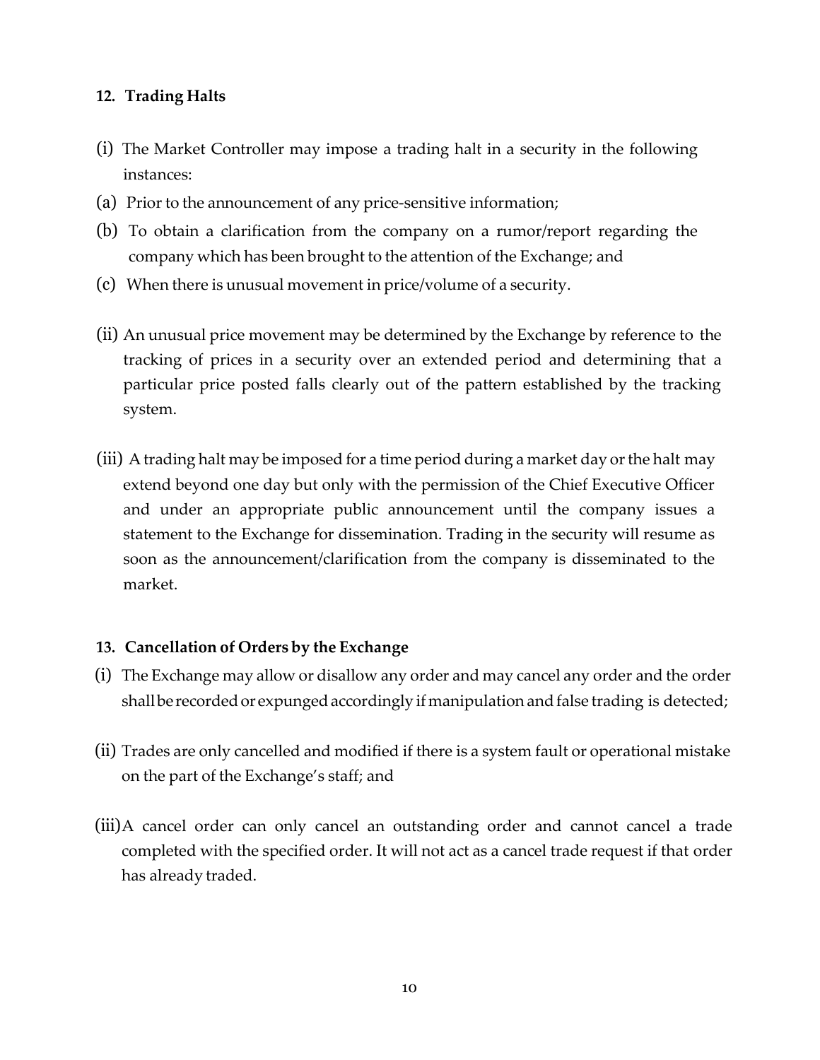### 12. Trading Halts

(i) The Market Controller may impose a trading halt in a security in the following instances:

(a) Prior to the announcement of any price-sensitive information;

(b) To obtain a clarification from the company on a rumor/report regarding the company which has been brought to the attention of the Exchange; and

(c) When there is unusual movement in price/volume of a security.

(ii) An unusual price movement may be determined by the Exchange by reference to the tracking of prices in a security over an extended period and determining that a particular price posted falls clearly out of the pattern established by the tracking system.

(iii) A trading halt may be imposed for a time period during a market day or the halt may extend beyond one day but only with the permission of the Chief Executive Officer and under an appropriate public announcement until the company issues a statement to the Exchange for dissemination. Trading in the security will resume as soon as the announcement/clarification from the company is disseminated to the market.

### 13. Cancellation of Orders by the Exchange

(i) The Exchange may allow or disallow any order and may cancel any order and the order shall be recorded or expunged accordingly if manipulation and false trading is detected;

(ii) Trades are only cancelled and modified if there is a system fault or operational mistake on the part of the Exchange's staff; and

(iii) A cancel order can only cancel an outstanding order and cannot cancel a trade completed with the specified order. It will not act as a cancel trade request if that order has already traded.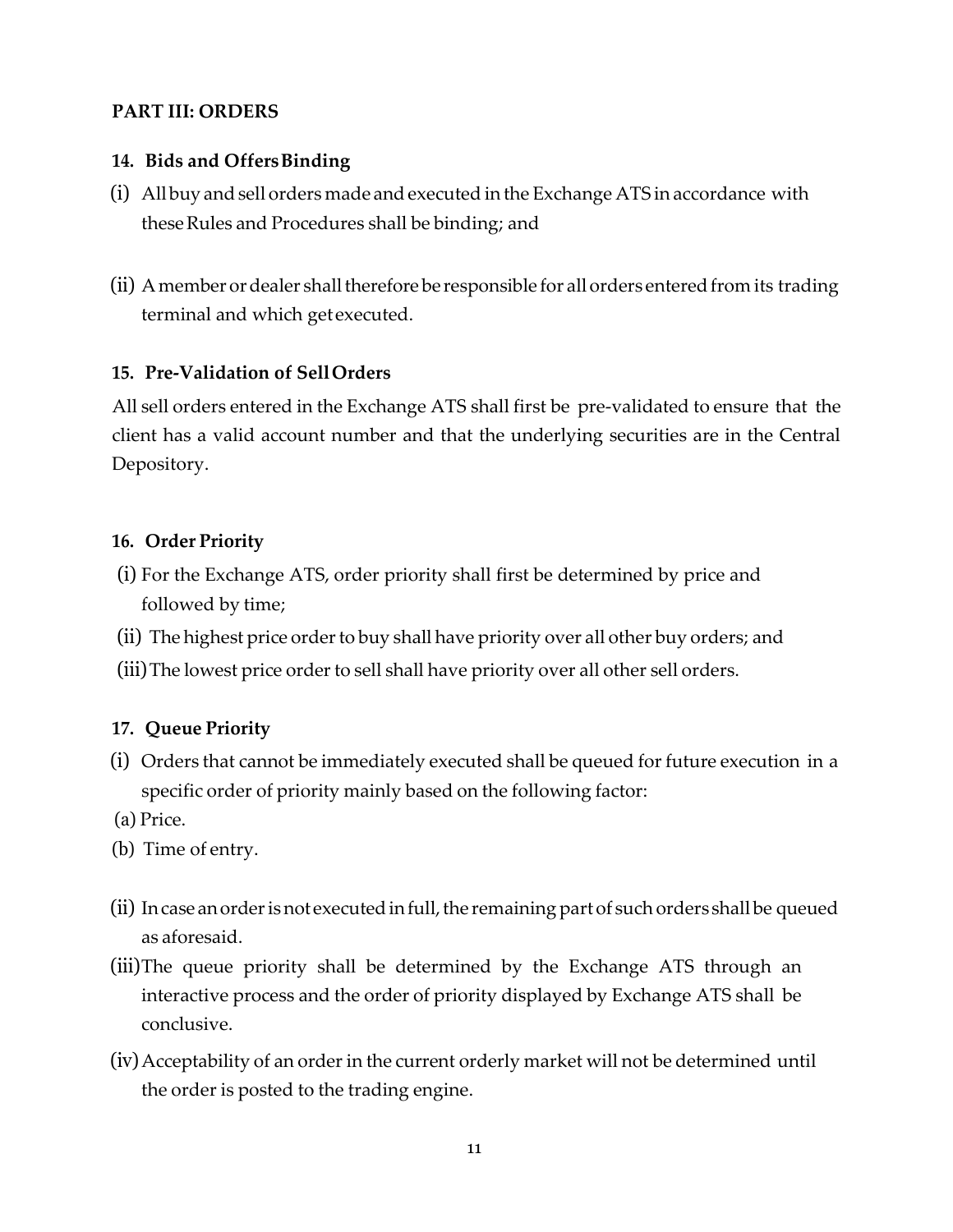## PART III: ORDERS

### 14. Bids and Offers Binding

(i) All buy and sell orders made and executed in the Exchange ATS in accordance with these Rules and Procedures shall be binding; and

(ii) A member or dealer shall therefore be responsible for all orders entered from its trading terminal and which get executed.

### 15. Pre-Validation of Sell Orders

All sell orders entered in the Exchange ATS shall first be pre-validated to ensure that the client has a valid account number and that the underlying securities are in the Central Depository.

### 16. Order Priority

(i) For the Exchange ATS, order priority shall first be determined by price and followed by time;

(ii) The highest price order to buy shall have priority over all other buy orders; and

(iii) The lowest price order to sell shall have priority over all other sell orders.

### 17. Queue Priority

(i) Orders that cannot be immediately executed shall be queued for future execution in a specific order of priority mainly based on the following factor:

(a) Price.

(b) Time of entry.

(ii) In case an order is not executed in full, the remaining part of such orders shall be queued as aforesaid.

(iii) The queue priority shall be determined by the Exchange ATS through an interactive process and the order of priority displayed by Exchange ATS shall be conclusive.

(iv) Acceptability of an order in the current orderly market will not be determined until the order is posted to the trading engine.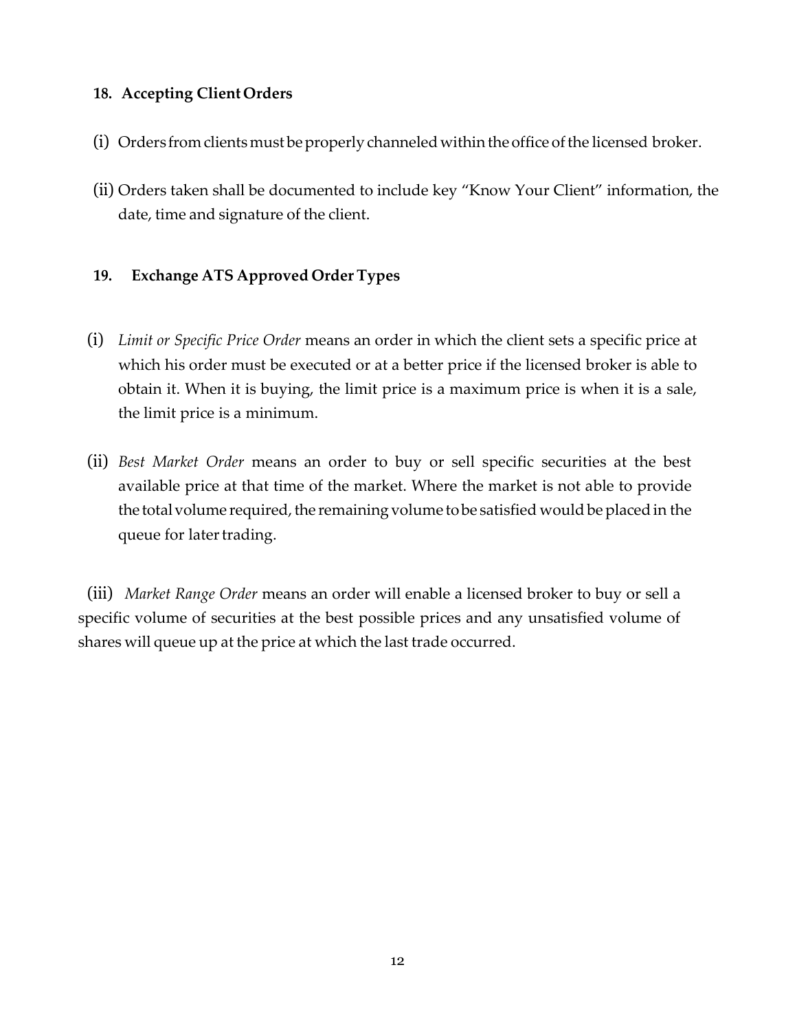### 18. Accepting Client Orders

(i) Orders from clients must be properly channeled within the office of the licensed broker.

(ii) Orders taken shall be documented to include key “Know Your Client” information, the date, time and signature of the client.

### 19. Exchange ATS Approved Order Types

(i) *Limit or Specific Price Order* means an order in which the client sets a specific price at which his order must be executed or at a better price if the licensed broker is able to obtain it. When it is buying, the limit price is a maximum price is when it is a sale, the limit price is a minimum.

(ii) *Best Market Order* means an order to buy or sell specific securities at the best available price at that time of the market. Where the market is not able to provide the total volume required, the remaining volume to be satisfied would be placed in the queue for later trading.

(iii) *Market Range Order* means an order will enable a licensed broker to buy or sell a specific volume of securities at the best possible prices and any unsatisfied volume of shares will queue up at the price at which the last trade occurred.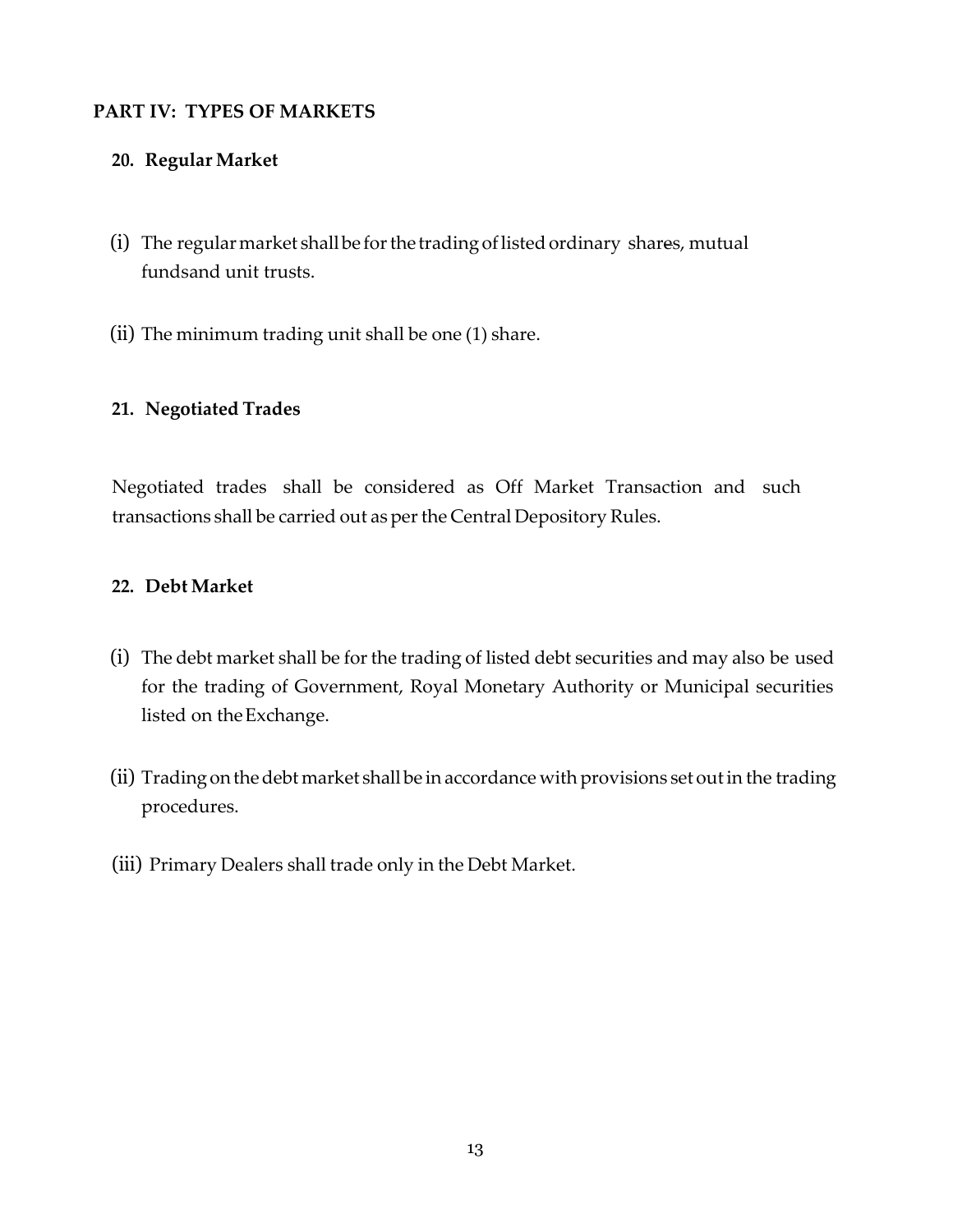## PART IV: TYPES OF MARKETS

### 20. Regular Market

(i) The regular market shall be for the trading of listed ordinary shares, mutual fundsand unit trusts.

(ii) The minimum trading unit shall be one (1) share.

### 21. Negotiated Trades

Negotiated trades shall be considered as Off Market Transaction and such transactions shall be carried out as per the Central Depository Rules.

### 22. Debt Market

(i) The debt market shall be for the trading of listed debt securities and may also be used for the trading of Government, Royal Monetary Authority or Municipal securities listed on the Exchange.

(ii) Trading on the debt market shall be in accordance with provisions set out in the trading procedures.

(iii) Primary Dealers shall trade only in the Debt Market.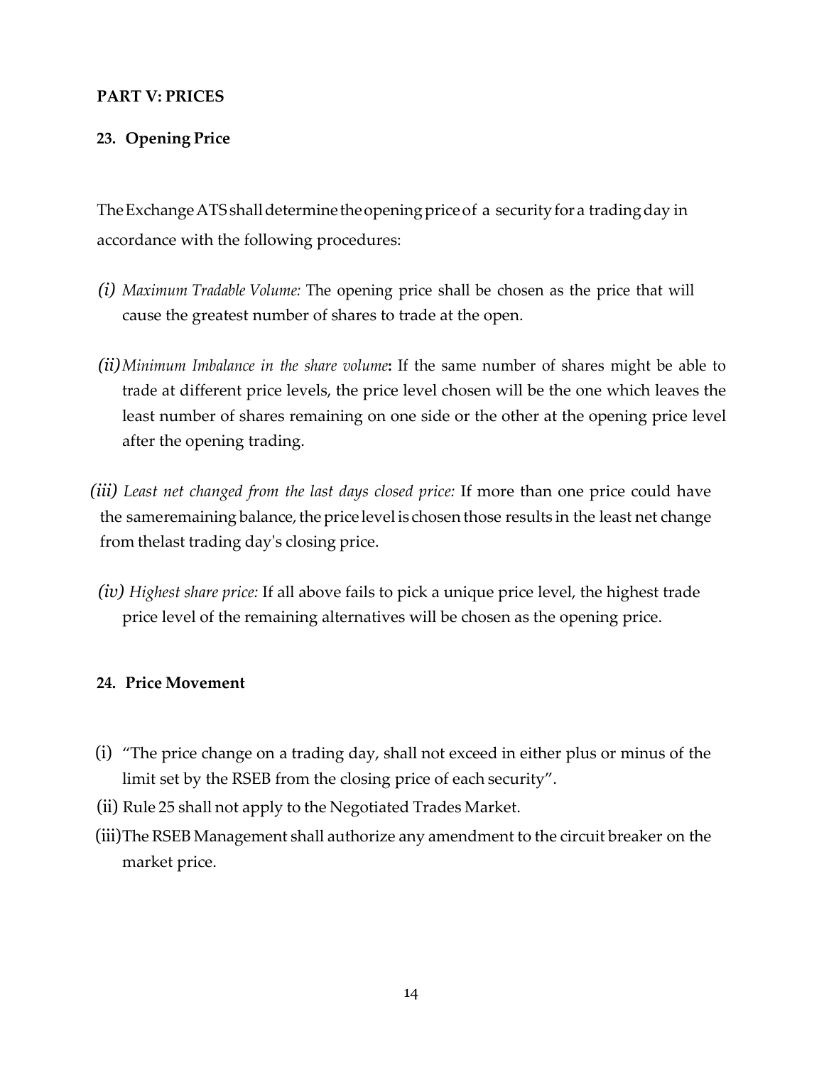## PART V: PRICES

### 23. Opening Price

The Exchange ATS shall determine the opening price of a security for a trading day in accordance with the following procedures:

*(i) Maximum Tradable Volume:* The opening price shall be chosen as the price that will cause the greatest number of shares to trade at the open.

*(ii) Minimum Imbalance in the share volume*: If the same number of shares might be able to trade at different price levels, the price level chosen will be the one which leaves the least number of shares remaining on one side or the other at the opening price level after the opening trading.

*(iii) Least net changed from the last days closed price:* If more than one price could have the sameremaining balance, the price level is chosen those results in the least net change from thelast trading day's closing price.

*(iv) Highest share price:* If all above fails to pick a unique price level, the highest trade price level of the remaining alternatives will be chosen as the opening price.

### 24. Price Movement

(i) "The price change on a trading day, shall not exceed in either plus or minus of the limit set by the RSEB from the closing price of each security".

(ii) Rule 25 shall not apply to the Negotiated Trades Market.

(iii) The RSEB Management shall authorize any amendment to the circuit breaker on the market price.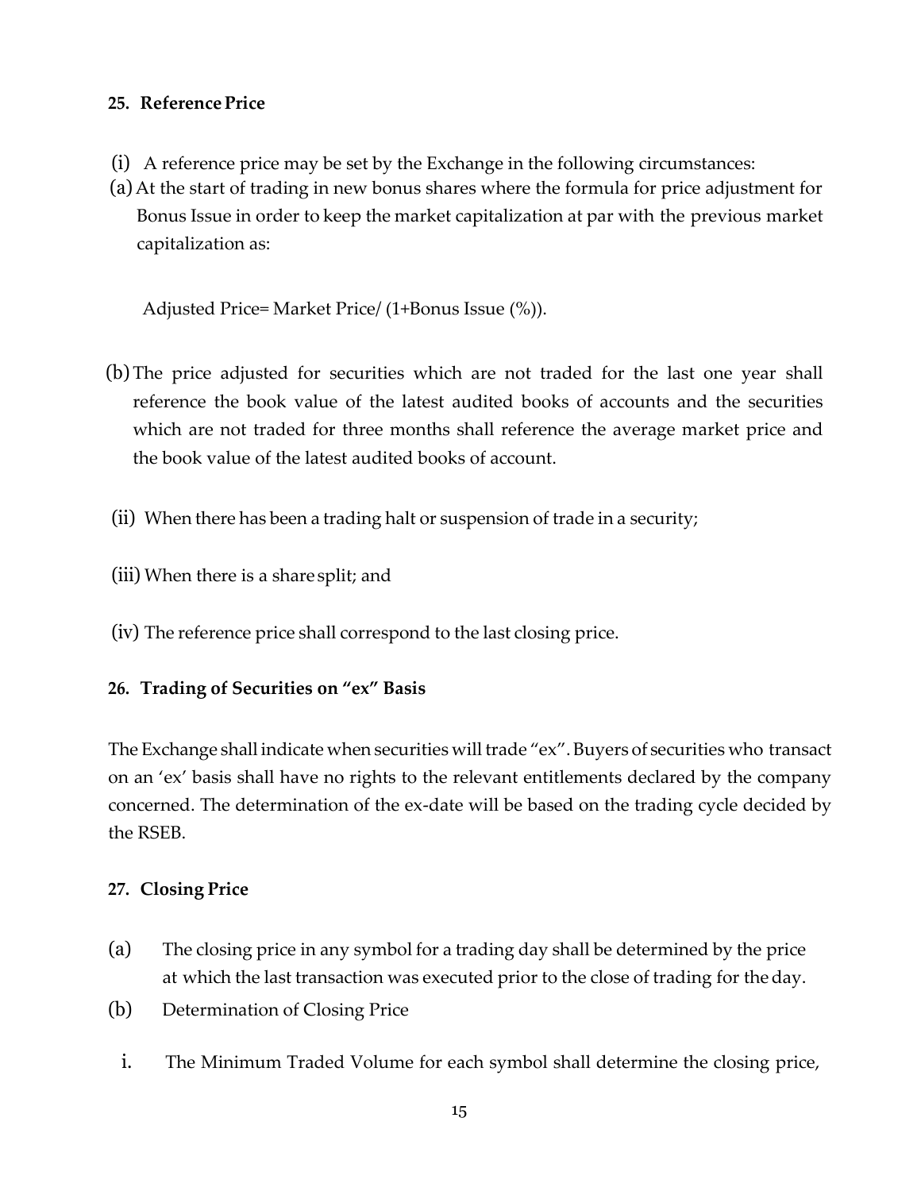### 25. Reference Price

(i) A reference price may be set by the Exchange in the following circumstances:

(a) At the start of trading in new bonus shares where the formula for price adjustment for Bonus Issue in order to keep the market capitalization at par with the previous market capitalization as:

Adjusted Price= Market Price/ (1+Bonus Issue (%)).

(b) The price adjusted for securities which are not traded for the last one year shall reference the book value of the latest audited books of accounts and the securities which are not traded for three months shall reference the average market price and the book value of the latest audited books of account.

(ii) When there has been a trading halt or suspension of trade in a security;

(iii) When there is a share split; and

(iv) The reference price shall correspond to the last closing price.

### 26. Trading of Securities on "ex" Basis

The Exchange shall indicate when securities will trade "ex". Buyers of securities who transact on an 'ex' basis shall have no rights to the relevant entitlements declared by the company concerned. The determination of the ex-date will be based on the trading cycle decided by the RSEB.

### 27. Closing Price

(a) The closing price in any symbol for a trading day shall be determined by the price at which the last transaction was executed prior to the close of trading for the day.

(b) Determination of Closing Price

i. The Minimum Traded Volume for each symbol shall determine the closing price,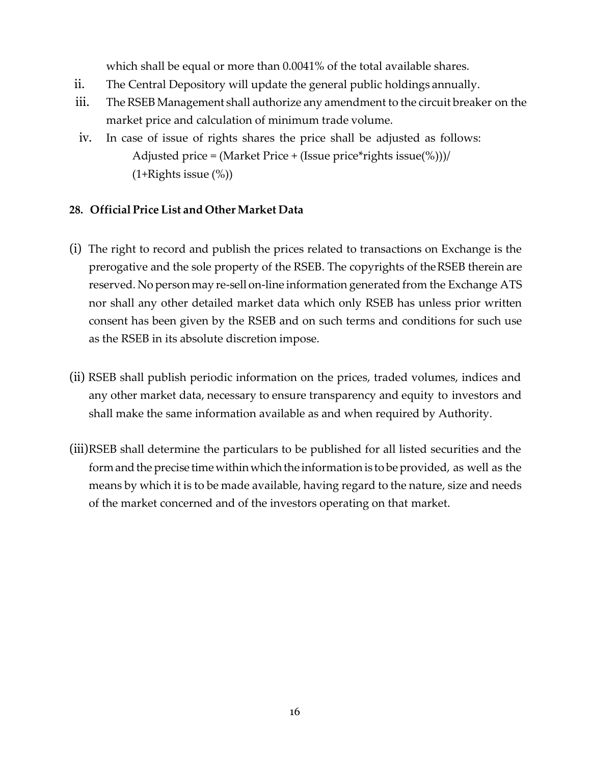which shall be equal or more than 0.0041% of the total available shares.

ii. The Central Depository will update the general public holdings annually.

iii. The RSEB Management shall authorize any amendment to the circuit breaker on the market price and calculation of minimum trade volume.

iv. In case of issue of rights shares the price shall be adjusted as follows:
Adjusted price = (Market Price + (Issue price*rights issue(%)))/(1+Rights issue (%))

**28. Official Price List and Other Market Data**

(i) The right to record and publish the prices related to transactions on Exchange is the prerogative and the sole property of the RSEB. The copyrights of the RSEB therein are reserved. No person may re-sell on-line information generated from the Exchange ATS nor shall any other detailed market data which only RSEB has unless prior written consent has been given by the RSEB and on such terms and conditions for such use as the RSEB in its absolute discretion impose.

(ii) RSEB shall publish periodic information on the prices, traded volumes, indices and any other market data, necessary to ensure transparency and equity to investors and shall make the same information available as and when required by Authority.

(iii) RSEB shall determine the particulars to be published for all listed securities and the form and the precise time within which the information is to be provided, as well as the means by which it is to be made available, having regard to the nature, size and needs of the market concerned and of the investors operating on that market.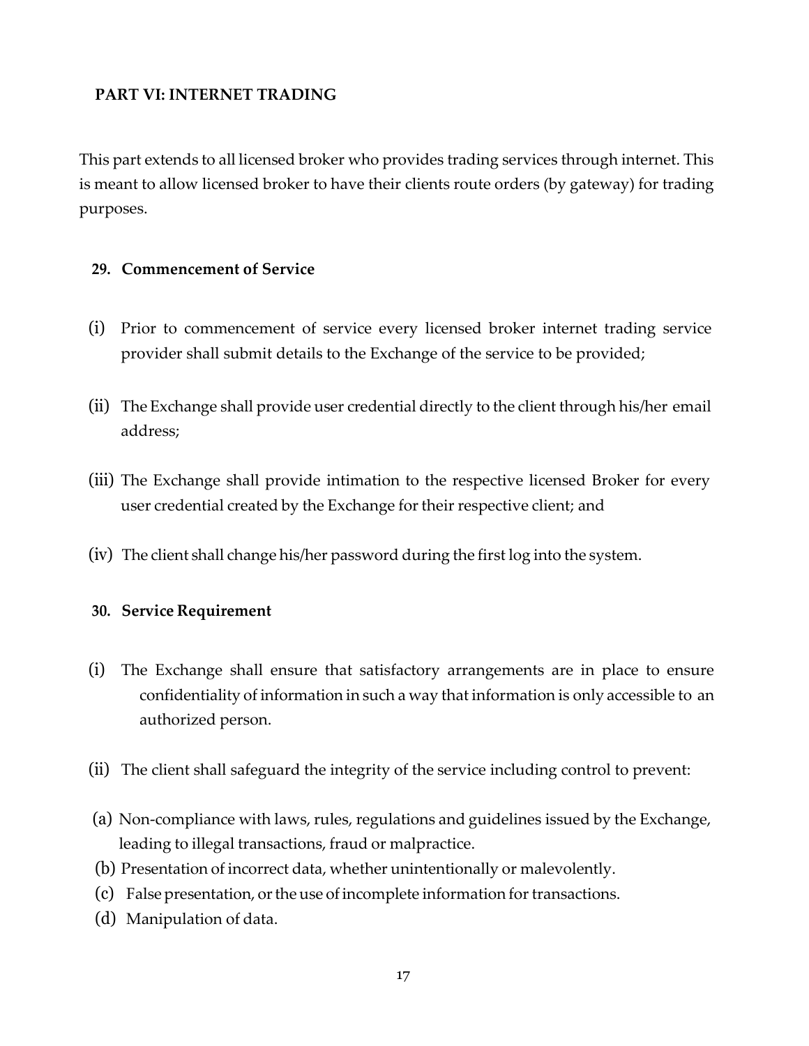## PART VI: INTERNET TRADING

This part extends to all licensed broker who provides trading services through internet. This is meant to allow licensed broker to have their clients route orders (by gateway) for trading purposes.

### 29. Commencement of Service

(i) Prior to commencement of service every licensed broker internet trading service provider shall submit details to the Exchange of the service to be provided;

(ii) The Exchange shall provide user credential directly to the client through his/her email address;

(iii) The Exchange shall provide intimation to the respective licensed Broker for every user credential created by the Exchange for their respective client; and

(iv) The client shall change his/her password during the first log into the system.

### 30. Service Requirement

(i) The Exchange shall ensure that satisfactory arrangements are in place to ensure confidentiality of information in such a way that information is only accessible to an authorized person.

(ii) The client shall safeguard the integrity of the service including control to prevent:

(a) Non-compliance with laws, rules, regulations and guidelines issued by the Exchange, leading to illegal transactions, fraud or malpractice.
(b) Presentation of incorrect data, whether unintentionally or malevolently.
(c) False presentation, or the use of incomplete information for transactions.
(d) Manipulation of data.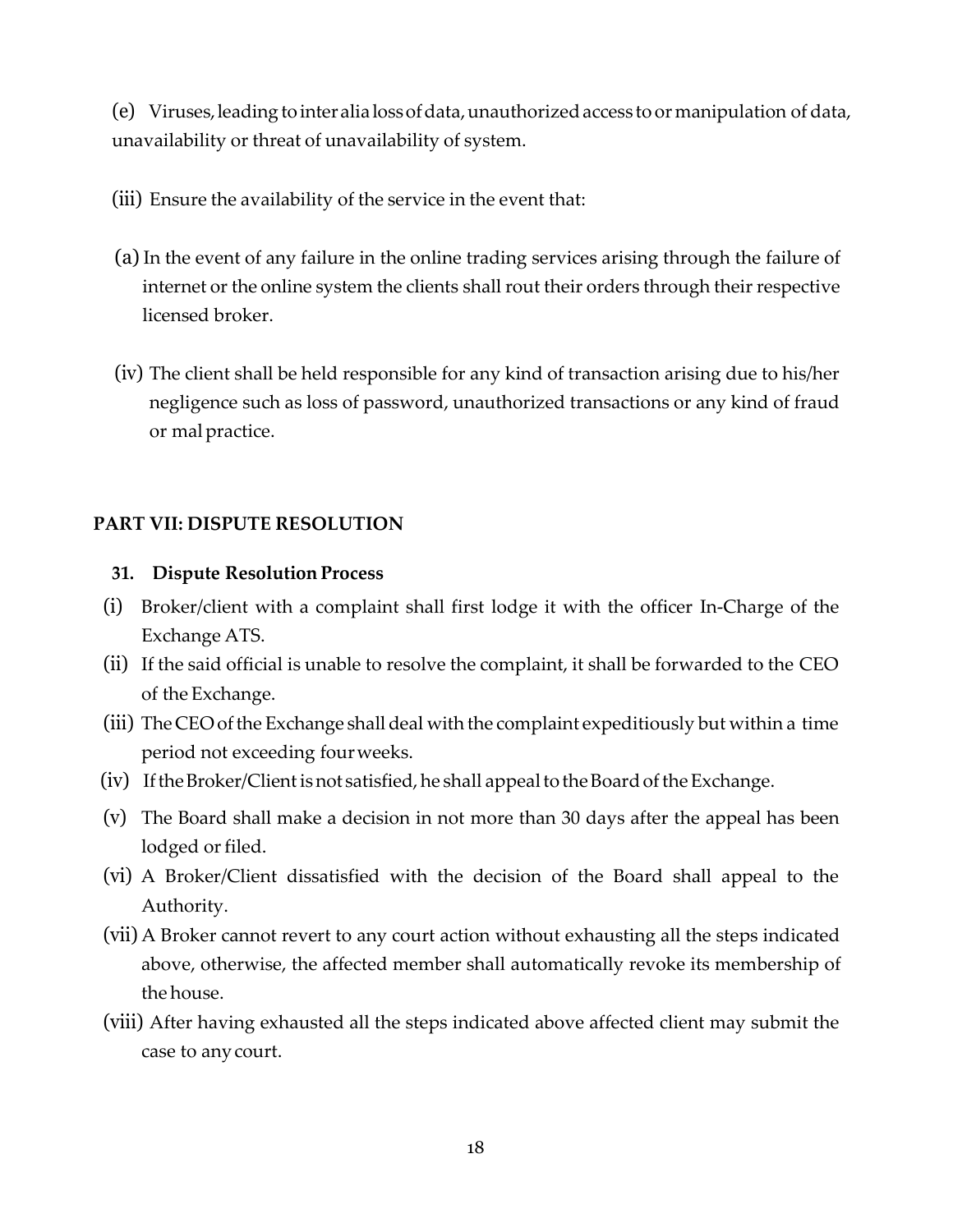(e) Viruses, leading to inter alia loss of data, unauthorized access to or manipulation of data, unavailability or threat of unavailability of system.

(iii) Ensure the availability of the service in the event that:

(a) In the event of any failure in the online trading services arising through the failure of internet or the online system the clients shall rout their orders through their respective licensed broker.

(iv) The client shall be held responsible for any kind of transaction arising due to his/her negligence such as loss of password, unauthorized transactions or any kind of fraud or mal practice.

## PART VII: DISPUTE RESOLUTION

### 31. Dispute Resolution Process

(i) Broker/client with a complaint shall first lodge it with the officer In-Charge of the Exchange ATS.

(ii) If the said official is unable to resolve the complaint, it shall be forwarded to the CEO of the Exchange.

(iii) The CEO of the Exchange shall deal with the complaint expeditiously but within a time period not exceeding four weeks.

(iv) If the Broker/Client is not satisfied, he shall appeal to the Board of the Exchange.

(v) The Board shall make a decision in not more than 30 days after the appeal has been lodged or filed.

(vi) A Broker/Client dissatisfied with the decision of the Board shall appeal to the Authority.

(vii) A Broker cannot revert to any court action without exhausting all the steps indicated above, otherwise, the affected member shall automatically revoke its membership of the house.

(viii) After having exhausted all the steps indicated above affected client may submit the case to any court.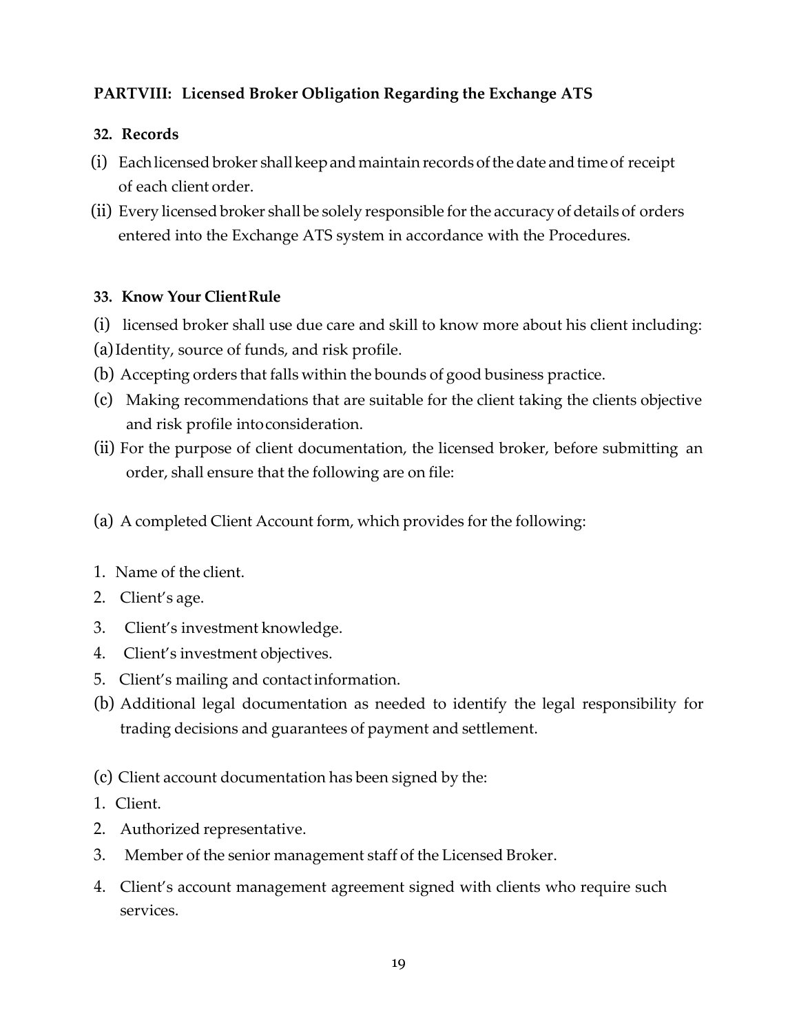## PARTVIII: Licensed Broker Obligation Regarding the Exchange ATS

### 32. Records

(i) Each licensed broker shall keep and maintain records of the date and time of receipt of each client order.

(ii) Every licensed broker shall be solely responsible for the accuracy of details of orders entered into the Exchange ATS system in accordance with the Procedures.

### 33. Know Your Client Rule

(i) licensed broker shall use due care and skill to know more about his client including:

(a) Identity, source of funds, and risk profile.

(b) Accepting orders that falls within the bounds of good business practice.

(c) Making recommendations that are suitable for the client taking the clients objective and risk profile into consideration.

(ii) For the purpose of client documentation, the licensed broker, before submitting an order, shall ensure that the following are on file:

(a) A completed Client Account form, which provides for the following:

1. Name of the client.
2. Client's age.
3. Client's investment knowledge.
4. Client's investment objectives.
5. Client's mailing and contact information.

(b) Additional legal documentation as needed to identify the legal responsibility for trading decisions and guarantees of payment and settlement.

(c) Client account documentation has been signed by the:

1. Client.
2. Authorized representative.
3. Member of the senior management staff of the Licensed Broker.
4. Client's account management agreement signed with clients who require such services.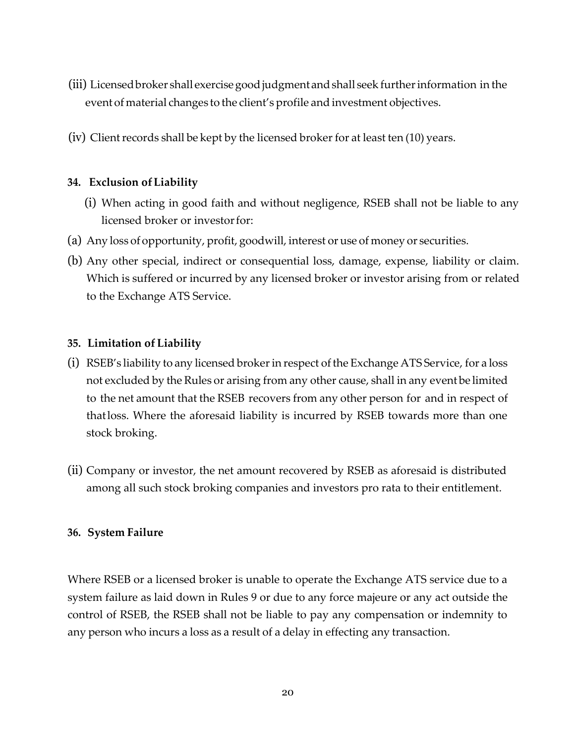(iii) Licensed broker shall exercise good judgment and shall seek further information in the event of material changes to the client's profile and investment objectives.

(iv) Client records shall be kept by the licensed broker for at least ten (10) years.

### 34. Exclusion of Liability

(i) When acting in good faith and without negligence, RSEB shall not be liable to any licensed broker or investor for:

(a) Any loss of opportunity, profit, goodwill, interest or use of money or securities.

(b) Any other special, indirect or consequential loss, damage, expense, liability or claim. Which is suffered or incurred by any licensed broker or investor arising from or related to the Exchange ATS Service.

### 35. Limitation of Liability

(i) RSEB's liability to any licensed broker in respect of the Exchange ATS Service, for a loss not excluded by the Rules or arising from any other cause, shall in any event be limited to the net amount that the RSEB recovers from any other person for and in respect of that loss. Where the aforesaid liability is incurred by RSEB towards more than one stock broking.

(ii) Company or investor, the net amount recovered by RSEB as aforesaid is distributed among all such stock broking companies and investors pro rata to their entitlement.

### 36. System Failure

Where RSEB or a licensed broker is unable to operate the Exchange ATS service due to a system failure as laid down in Rules 9 or due to any force majeure or any act outside the control of RSEB, the RSEB shall not be liable to pay any compensation or indemnity to any person who incurs a loss as a result of a delay in effecting any transaction.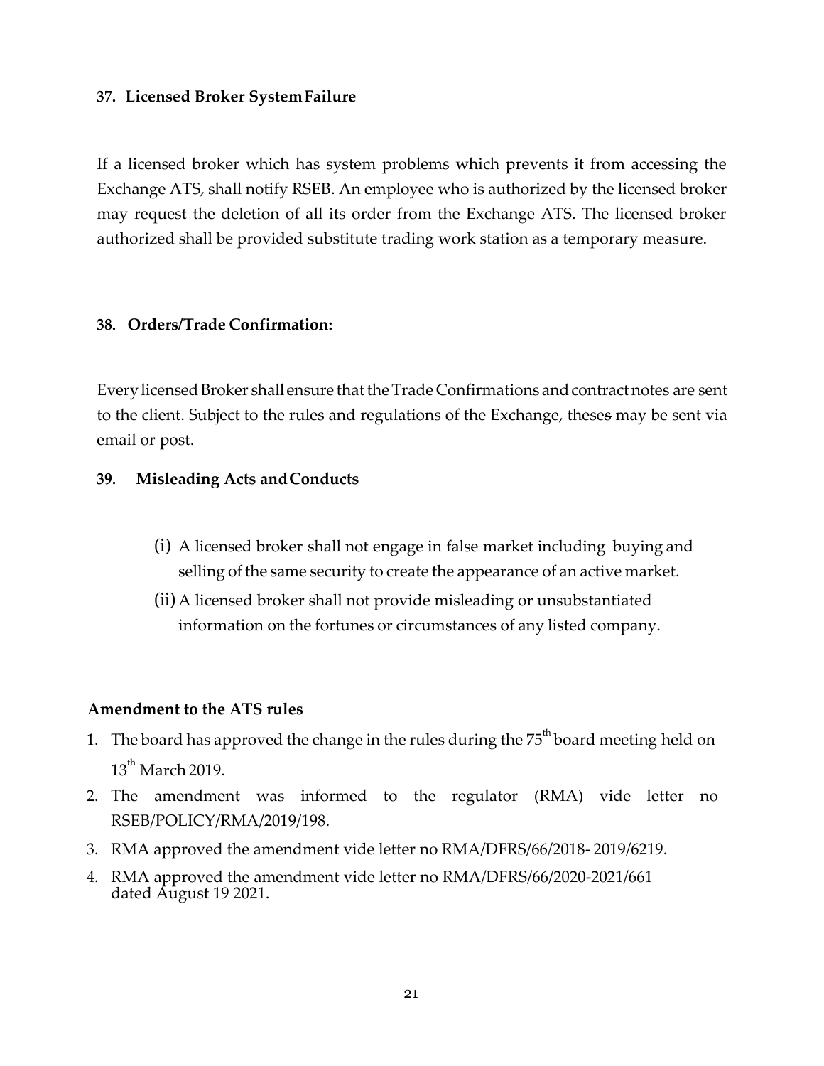### 37. Licensed Broker System Failure

If a licensed broker which has system problems which prevents it from accessing the Exchange ATS, shall notify RSEB. An employee who is authorized by the licensed broker may request the deletion of all its order from the Exchange ATS. The licensed broker authorized shall be provided substitute trading work station as a temporary measure.

### 38. Orders/Trade Confirmation:

Every licensed Broker shall ensure that the Trade Confirmations and contract notes are sent to the client. Subject to the rules and regulations of the Exchange, theses may be sent via email or post.

### 39. Misleading Acts and Conducts

(i) A licensed broker shall not engage in false market including buying and selling of the same security to create the appearance of an active market.

(ii) A licensed broker shall not provide misleading or unsubstantiated information on the fortunes or circumstances of any listed company.

### Amendment to the ATS rules

1. The board has approved the change in the rules during the 75th board meeting held on 13th March 2019.
2. The amendment was informed to the regulator (RMA) vide letter no RSEB/POLICY/RMA/2019/198.
3. RMA approved the amendment vide letter no RMA/DFRS/66/2018- 2019/6219.
4. RMA approved the amendment vide letter no RMA/DFRS/66/2020-2021/661 dated August 19 2021.